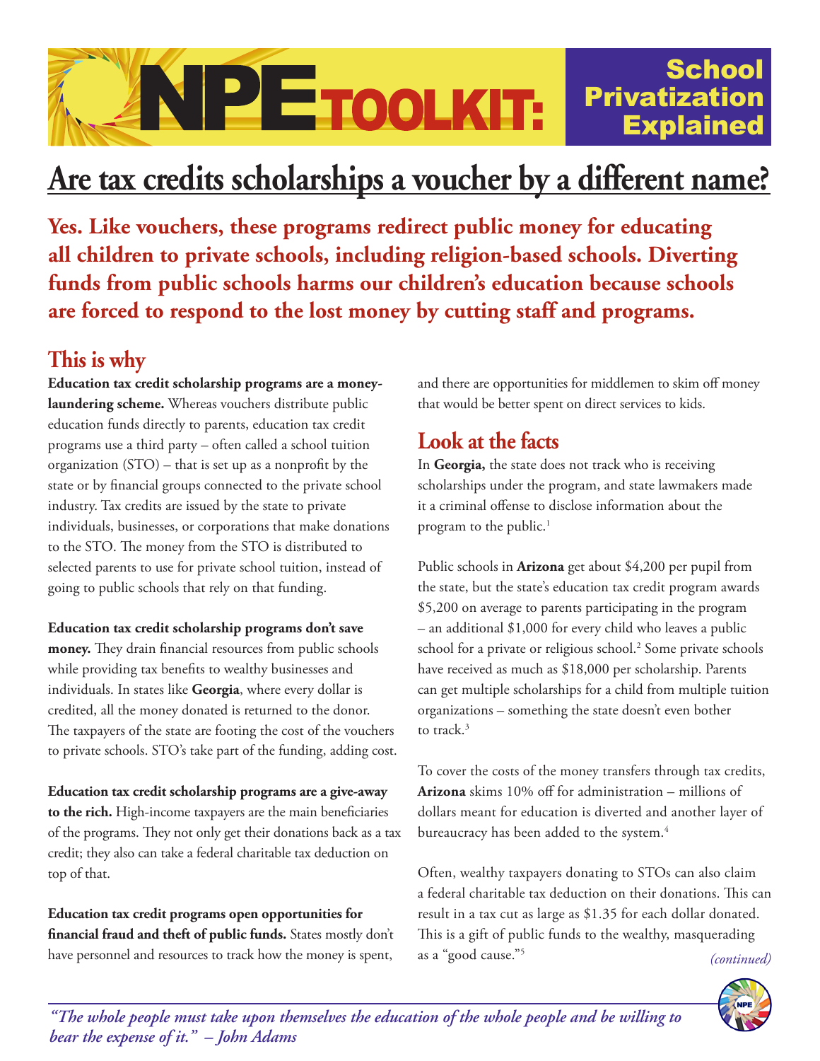# NPE TOOLKIT: School Privatization Explained

# Are tax credits scholarships a voucher by a different name?

**Yes. Like vouchers, these programs redirect public money for educating all children to private schools, including religion-based schools. Diverting funds from public schools harms our children's education because schools are forced to respond to the lost money by cutting staff and programs.**

## This is why

**Education tax credit scholarship programs are a money-laundering scheme.** Whereas vouchers distribute public education funds directly to parents, education tax credit programs use a third party – often called a school tuition organization (STO) – that is set up as a nonprofit by the state or by financial groups connected to the private school industry. Tax credits are issued by the state to private individuals, businesses, or corporations that make donations to the STO. The money from the STO is distributed to selected parents to use for private school tuition, instead of going to public schools that rely on that funding.

**Education tax credit scholarship programs don't save money.** They drain financial resources from public schools while providing tax benefits to wealthy businesses and individuals. In states like **Georgia**, where every dollar is credited, all the money donated is returned to the donor. The taxpayers of the state are footing the cost of the vouchers to private schools. STO's take part of the funding, adding cost.

**Education tax credit scholarship programs are a give-away to the rich.** High-income taxpayers are the main beneficiaries of the programs. They not only get their donations back as a tax credit; they also can take a federal charitable tax deduction on top of that.

**Education tax credit programs open opportunities for financial fraud and theft of public funds.** States mostly don't have personnel and resources to track how the money is spent, and there are opportunities for middlemen to skim off money that would be better spent on direct services to kids.

## Look at the facts

In **Georgia,** the state does not track who is receiving scholarships under the program, and state lawmakers made it a criminal offense to disclose information about the program to the public.[1]

Public schools in **Arizona** get about $4,200 per pupil from the state, but the state's education tax credit program awards $5,200 on average to parents participating in the program – an additional $1,000 for every child who leaves a public school for a private or religious school.[2] Some private schools have received as much as $18,000 per scholarship. Parents can get multiple scholarships for a child from multiple tuition organizations – something the state doesn't even bother to track.[3]

To cover the costs of the money transfers through tax credits, **Arizona** skims 10% off for administration – millions of dollars meant for education is diverted and another layer of bureaucracy has been added to the system.[4]

Often, wealthy taxpayers donating to STOs can also claim a federal charitable tax deduction on their donations. This can result in a tax cut as large as $1.35 for each dollar donated. This is a gift of public funds to the wealthy, masquerading as a "good cause."[5]

*(continued)*

*"The whole people must take upon themselves the education of the whole people and be willing to bear the expense of it." – John Adams*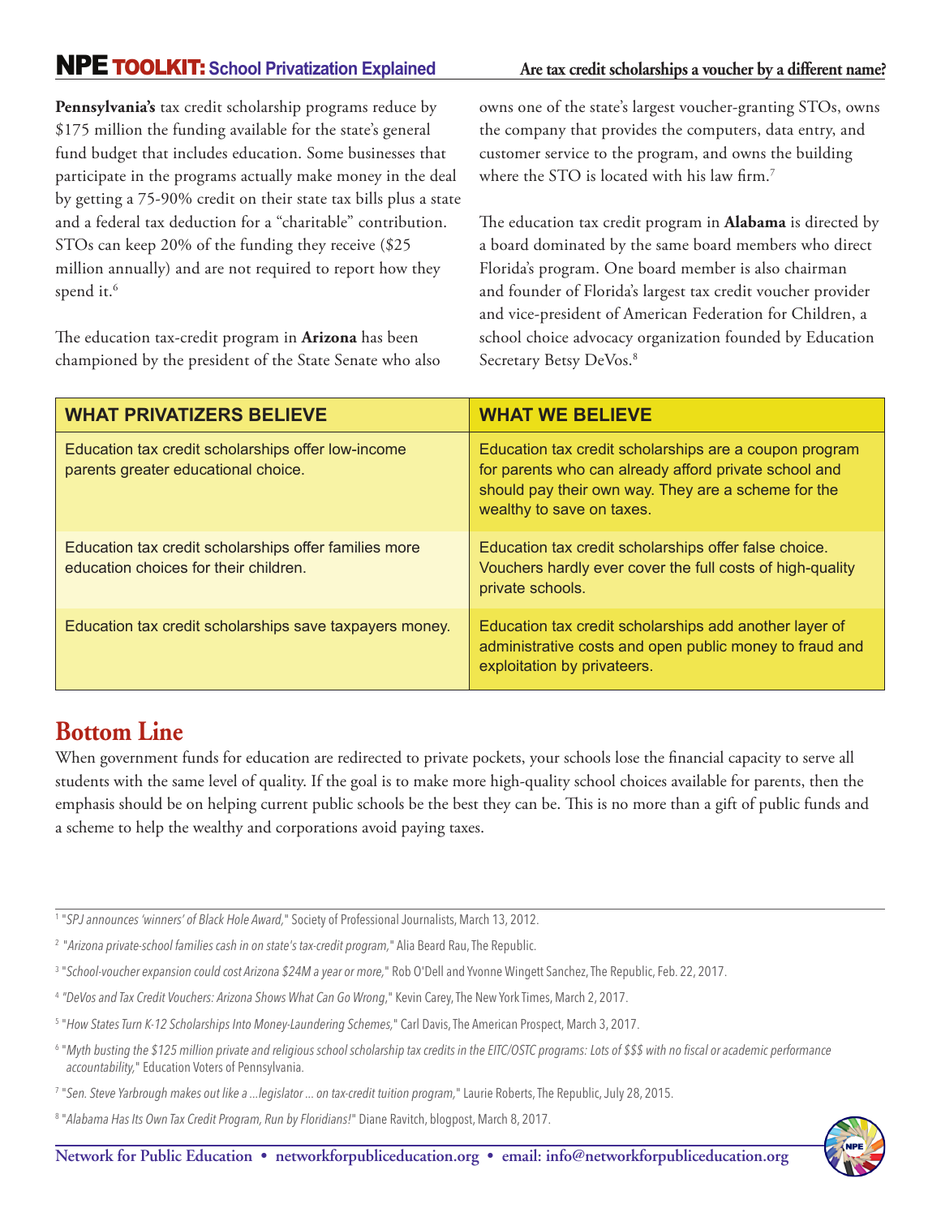**Pennsylvania's** tax credit scholarship programs reduce by $175 million the funding available for the state's general fund budget that includes education. Some businesses that participate in the programs actually make money in the deal by getting a 75-90% credit on their state tax bills plus a state and a federal tax deduction for a "charitable" contribution. STOs can keep 20% of the funding they receive ($25 million annually) and are not required to report how they spend it.[6]

The education tax-credit program in **Arizona** has been championed by the president of the State Senate who also owns one of the state's largest voucher-granting STOs, owns the company that provides the computers, data entry, and customer service to the program, and owns the building where the STO is located with his law firm.[7]

The education tax credit program in **Alabama** is directed by a board dominated by the same board members who direct Florida's program. One board member is also chairman and founder of Florida's largest tax credit voucher provider and vice-president of American Federation for Children, a school choice advocacy organization founded by Education Secretary Betsy DeVos.[8]

| WHAT PRIVATIZERS BELIEVE | WHAT WE BELIEVE |
|---|---|
| Education tax credit scholarships offer low-income parents greater educational choice. | Education tax credit scholarships are a coupon program for parents who can already afford private school and should pay their own way. They are a scheme for the wealthy to save on taxes. |
| Education tax credit scholarships offer families more education choices for their children. | Education tax credit scholarships offer false choice. Vouchers hardly ever cover the full costs of high-quality private schools. |
| Education tax credit scholarships save taxpayers money. | Education tax credit scholarships add another layer of administrative costs and open public money to fraud and exploitation by privateers. |

## Bottom Line

When government funds for education are redirected to private pockets, your schools lose the financial capacity to serve all students with the same level of quality. If the goal is to make more high-quality school choices available for parents, then the emphasis should be on helping current public schools be the best they can be. This is no more than a gift of public funds and a scheme to help the wealthy and corporations avoid paying taxes.

---

[1] "*SPJ announces 'winners' of Black Hole Award,*" Society of Professional Journalists, March 13, 2012.

[2] "*Arizona private-school families cash in on state's tax-credit program,*" Alia Beard Rau, The Republic.

[3] "*School-voucher expansion could cost Arizona $24M a year or more,*" Rob O'Dell and Yvonne Wingett Sanchez, The Republic, Feb. 22, 2017.

[4] "*DeVos and Tax Credit Vouchers: Arizona Shows What Can Go Wrong,*" Kevin Carey, The New York Times, March 2, 2017.

[5] "*How States Turn K-12 Scholarships Into Money-Laundering Schemes,*" Carl Davis, The American Prospect, March 3, 2017.

[6] "*Myth busting the $125 million private and religious school scholarship tax credits in the EITC/OSTC programs: Lots of $$$ with no fiscal or academic performance accountability,*" Education Voters of Pennsylvania.

[7] "*Sen. Steve Yarbrough makes out like a ...legislator ... on tax-credit tuition program,*" Laurie Roberts, The Republic, July 28, 2015.

[8] "*Alabama Has Its Own Tax Credit Program, Run by Floridians!*" Diane Ravitch, blogpost, March 8, 2017.